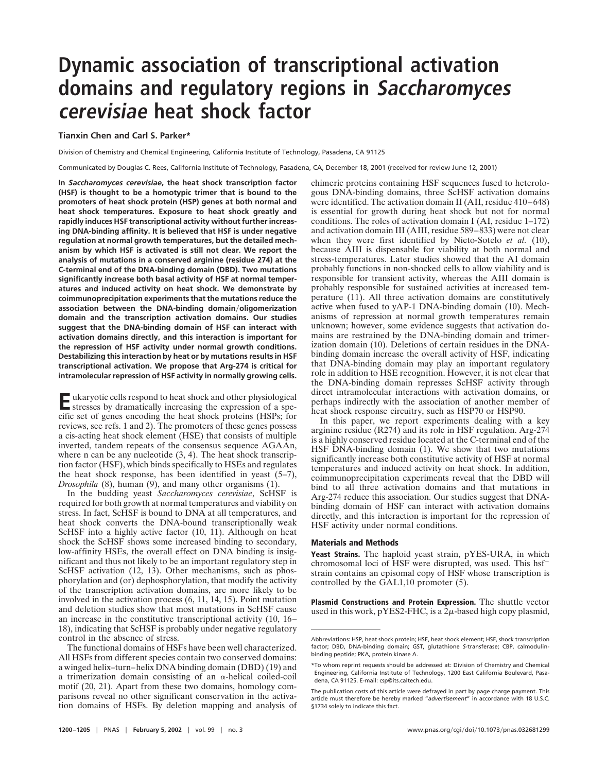# Dynamic association of transcriptional activation domains and regulatory regions in *Saccharomyces cerevisiae* heat shock factor

**Tianxin Chen and Carl S. Parker***

Division of Chemistry and Chemical Engineering, California Institute of Technology, Pasadena, CA 91125

Communicated by Douglas C. Rees, California Institute of Technology, Pasadena, CA, December 18, 2001 (received for review June 12, 2001)

**In *Saccharomyces cerevisiae*, the heat shock transcription factor (HSF) is thought to be a homotypic trimer that is bound to the promoters of heat shock protein (HSP) genes at both normal and heat shock temperatures. Exposure to heat shock greatly and rapidly induces HSF transcriptional activity without further increasing DNA-binding affinity. It is believed that HSF is under negative regulation at normal growth temperatures, but the detailed mechanism by which HSF is activated is still not clear. We report the analysis of mutations in a conserved arginine (residue 274) at the C-terminal end of the DNA-binding domain (DBD). Two mutations significantly increase both basal activity of HSF at normal temperatures and induced activity on heat shock. We demonstrate by coimmunoprecipitation experiments that the mutations reduce the association between the DNA-binding domain/oligomerization domain and the transcription activation domains. Our studies suggest that the DNA-binding domain of HSF can interact with activation domains directly, and this interaction is important for the repression of HSF activity under normal growth conditions. Destabilizing this interaction by heat or by mutations results in HSF transcriptional activation. We propose that Arg-274 is critical for intramolecular repression of HSF activity in normally growing cells.**

Eukaryotic cells respond to heat shock and other physiological stresses by dramatically increasing the expression of a specific set of genes encoding the heat shock proteins (HSPs; for reviews, see refs. 1 and 2). The promoters of these genes possess a cis-acting heat shock element (HSE) that consists of multiple inverted, tandem repeats of the consensus sequence AGAAn, where n can be any nucleotide (3, 4). The heat shock transcription factor (HSF), which binds specifically to HSEs and regulates the heat shock response, has been identified in yeast (5–7), *Drosophila* (8), human (9), and many other organisms (1).

In the budding yeast *Saccharomyces cerevisiae*, ScHSF is required for both growth at normal temperatures and viability on stress. In fact, ScHSF is bound to DNA at all temperatures, and heat shock converts the DNA-bound transcriptionally weak ScHSF into a highly active factor (10, 11). Although on heat shock the ScHSF shows some increased binding to secondary, low-affinity HSEs, the overall effect on DNA binding is insignificant and thus not likely to be an important regulatory step in ScHSF activation (12, 13). Other mechanisms, such as phosphorylation and (or) dephosphorylation, that modify the activity of the transcription activation domains, are more likely to be involved in the activation process (6, 11, 14, 15). Point mutation and deletion studies show that most mutations in ScHSF cause an increase in the constitutive transcriptional activity (10, 16–18), indicating that ScHSF is probably under negative regulatory control in the absence of stress.

The functional domains of HSFs have been well characterized. All HSFs from different species contain two conserved domains: a winged helix–turn–helix DNA binding domain (DBD) (19) and a trimerization domain consisting of an $\alpha$-helical coiled-coil motif (20, 21). Apart from these two domains, homology comparisons reveal no other significant conservation in the activation domains of HSFs. By deletion mapping and analysis of chimeric proteins containing HSF sequences fused to heterologous DNA-binding domains, three ScHSF activation domains were identified. The activation domain II (AII, residue 410–648) is essential for growth during heat shock but not for normal conditions. The roles of activation domain I (AI, residue 1–172) and activation domain III (AIII, residue 589–833) were not clear when they were first identified by Nieto-Sotelo *et al.* (10), because AIII is dispensable for viability at both normal and stress-temperatures. Later studies showed that the AI domain probably functions in non-shocked cells to allow viability and is responsible for transient activity, whereas the AIII domain is probably responsible for sustained activities at increased temperature (11). All three activation domains are constitutively active when fused to yAP-1 DNA-binding domain (10). Mechanisms of repression at normal growth temperatures remain unknown; however, some evidence suggests that activation domains are restrained by the DNA-binding domain and trimerization domain (10). Deletions of certain residues in the DNA-binding domain increase the overall activity of HSF, indicating that DNA-binding domain may play an important regulatory role in addition to HSE recognition. However, it is not clear that the DNA-binding domain represses ScHSF activity through direct intramolecular interactions with activation domains, or perhaps indirectly with the association of another member of heat shock response circuitry, such as HSP70 or HSP90.

In this paper, we report experiments dealing with a key arginine residue (R274) and its role in HSF regulation. Arg-274 is a highly conserved residue located at the C-terminal end of the HSF DNA-binding domain (1). We show that two mutations significantly increase both constitutive activity of HSF at normal temperatures and induced activity on heat shock. In addition, coimmunoprecipitation experiments reveal that the DBD will bind to all three activation domains and that mutations in Arg-274 reduce this association. Our studies suggest that DNA-binding domain of HSF can interact with activation domains directly, and this interaction is important for the repression of HSF activity under normal conditions.

## Materials and Methods

**Yeast Strains.** The haploid yeast strain, pYES-URA, in which chromosomal loci of HSF were disrupted, was used. This hsf$^-$ strain contains an episomal copy of HSF whose transcription is controlled by the GAL1,10 promoter (5).

**Plasmid Constructions and Protein Expression.** The shuttle vector used in this work, pYES2-FHC, is a 2$\mu$-based high copy plasmid,

Abbreviations: HSP, heat shock protein; HSE, heat shock element; HSF, shock transcription factor; DBD, DNA-binding domain; GST, glutathione *S*-transferase; CBP, calmodulin-binding peptide; PKA, protein kinase A.

*To whom reprint requests should be addressed at: Division of Chemistry and Chemical Engineering, California Institute of Technology, 1200 East California Boulevard, Pasadena, CA 91125. E-mail: csp@its.caltech.edu.

The publication costs of this article were defrayed in part by page charge payment. This article must therefore be hereby marked "*advertisement*" in accordance with 18 U.S.C. §1734 solely to indicate this fact.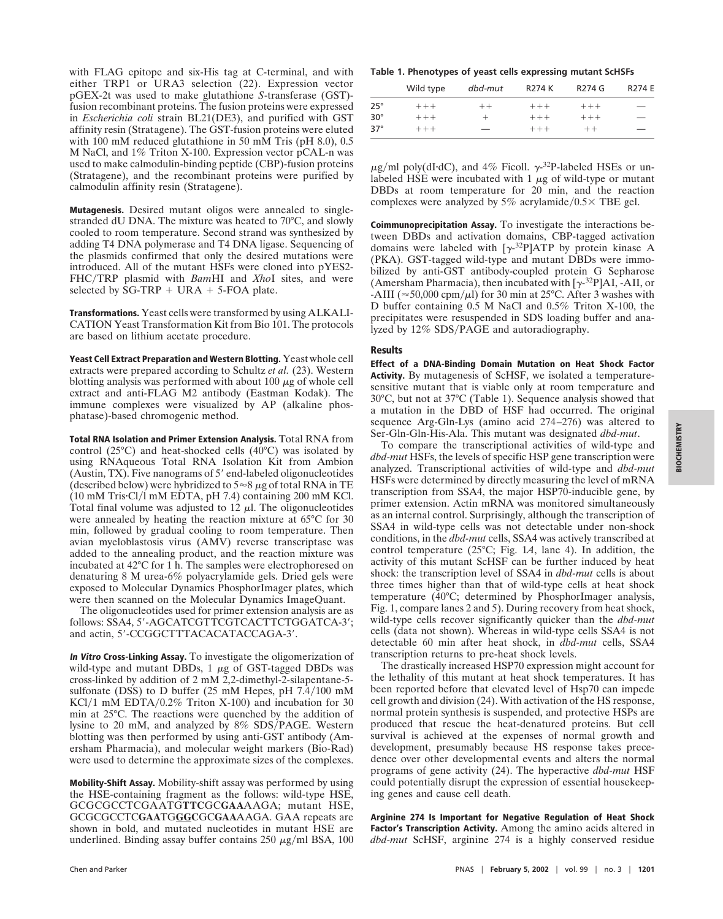with FLAG epitope and six-His tag at C-terminal, and with either TRP1 or URA3 selection (22). Expression vector pGEX-2t was used to make glutathione *S*-transferase (GST)-fusion recombinant proteins. The fusion proteins were expressed in *Escherichia coli* strain BL21(DE3), and purified with GST affinity resin (Stratagene). The GST-fusion proteins were eluted with 100 mM reduced glutathione in 50 mM Tris (pH 8.0), 0.5 M NaCl, and 1% Triton X-100. Expression vector pCAL-n was used to make calmodulin-binding peptide (CBP)-fusion proteins (Stratagene), and the recombinant proteins were purified by calmodulin affinity resin (Stratagene).

**Mutagenesis.** Desired mutant oligos were annealed to single-stranded dU DNA. The mixture was heated to 70°C, and slowly cooled to room temperature. Second strand was synthesized by adding T4 DNA polymerase and T4 DNA ligase. Sequencing of the plasmids confirmed that only the desired mutations were introduced. All of the mutant HSFs were cloned into pYES2-FHC/TRP plasmid with *Bam*HI and *Xho*I sites, and were selected by SG-TRP + URA + 5-FOA plate.

**Transformations.** Yeast cells were transformed by using ALKALI-CATION Yeast Transformation Kit from Bio 101. The protocols are based on lithium acetate procedure.

**Yeast Cell Extract Preparation and Western Blotting.** Yeast whole cell extracts were prepared according to Schultz *et al.* (23). Western blotting analysis was performed with about 100 μg of whole cell extract and anti-FLAG M2 antibody (Eastman Kodak). The immune complexes were visualized by AP (alkaline phosphatase)-based chromogenic method.

**Total RNA Isolation and Primer Extension Analysis.** Total RNA from control (25°C) and heat-shocked cells (40°C) was isolated by using RNAqueous Total RNA Isolation Kit from Ambion (Austin, TX). Five nanograms of 5′ end-labeled oligonucleotides (described below) were hybridized to 5≈8 μg of total RNA in TE (10 mM Tris·Cl/1 mM EDTA, pH 7.4) containing 200 mM KCl. Total final volume was adjusted to 12 μl. The oligonucleotides were annealed by heating the reaction mixture at 65°C for 30 min, followed by gradual cooling to room temperature. Then avian myeloblastosis virus (AMV) reverse transcriptase was added to the annealing product, and the reaction mixture was incubated at 42°C for 1 h. The samples were electrophoresed on denaturing 8 M urea-6% polyacrylamide gels. Dried gels were exposed to Molecular Dynamics PhosphorImager plates, which were then scanned on the Molecular Dynamics ImageQuant.

The oligonucleotides used for primer extension analysis are as follows: SSA4, 5′-AGCATCGTTCGTCACTTCTGGATCA-3′; and actin, 5′-CCGGCTTTACACATACCAGA-3′.

***In Vitro* Cross-Linking Assay.** To investigate the oligomerization of wild-type and mutant DBDs, 1 μg of GST-tagged DBDs was cross-linked by addition of 2 mM 2,2-dimethyl-2-silapentane-5-sulfonate (DSS) to D buffer (25 mM Hepes, pH 7.4/100 mM KCl/1 mM EDTA/0.2% Triton X-100) and incubation for 30 min at 25°C. The reactions were quenched by the addition of lysine to 20 mM, and analyzed by 8% SDS/PAGE. Western blotting was then performed by using anti-GST antibody (Amersham Pharmacia), and molecular weight markers (Bio-Rad) were used to determine the approximate sizes of the complexes.

**Mobility-Shift Assay.** Mobility-shift assay was performed by using the HSE-containing fragment as the follows: wild-type HSE, GCGCGCCTCGAATG**TTC**GC**GAA**AGA; mutant HSE, GCGCGCCTC**GAA**TG**GGC**GC**GAA**AAGA. GAA repeats are shown in bold, and mutated nucleotides in mutant HSE are underlined. Binding assay buffer contains 250 μg/ml BSA, 100 μg/ml poly(dI·dC), and 4% Ficoll. γ-$^{32}$P-labeled HSEs or unlabeled HSE were incubated with 1 μg of wild-type or mutant DBDs at room temperature for 20 min, and the reaction complexes were analyzed by 5% acrylamide/0.5× TBE gel.

**Table 1. Phenotypes of yeast cells expressing mutant ScHSFs**

| | Wild type | *dbd-mut* | R274 K | R274 G | R274 E |
|---|---|---|---|---|---|
| 25° | +++ | ++ | +++ | +++ | — |
| 30° | +++ | + | +++ | +++ | — |
| 37° | +++ | — | +++ | ++ | — |

**Coimmunoprecipitation Assay.** To investigate the interactions between DBDs and activation domains, CBP-tagged activation domains were labeled with [γ-$^{32}$P]ATP by protein kinase A (PKA). GST-tagged wild-type and mutant DBDs were immobilized by anti-GST antibody-coupled protein G Sepharose (Amersham Pharmacia), then incubated with [γ-$^{32}$P]AI, -AII, or -AIII (≈50,000 cpm/μl) for 30 min at 25°C. After 3 washes with D buffer containing 0.5 M NaCl and 0.5% Triton X-100, the precipitates were resuspended in SDS loading buffer and analyzed by 12% SDS/PAGE and autoradiography.

## Results

**Effect of a DNA-Binding Domain Mutation on Heat Shock Factor Activity.** By mutagenesis of ScHSF, we isolated a temperature-sensitive mutant that is viable only at room temperature and 30°C, but not at 37°C (Table 1). Sequence analysis showed that a mutation in the DBD of HSF had occurred. The original sequence Arg-Gln-Lys (amino acid 274–276) was altered to Ser-Gln-Gln-His-Ala. This mutant was designated *dbd-mut*.

To compare the transcriptional activities of wild-type and *dbd-mut* HSFs, the levels of specific HSP gene transcription were analyzed. Transcriptional activities of wild-type and *dbd-mut* HSFs were determined by directly measuring the level of mRNA transcription from SSA4, the major HSP70-inducible gene, by primer extension. Actin mRNA was monitored simultaneously as an internal control. Surprisingly, although the transcription of SSA4 in wild-type cells was not detectable under non-shock conditions, in the *dbd-mut* cells, SSA4 was actively transcribed at control temperature (25°C; Fig. 1*A*, lane 4). In addition, the activity of this mutant ScHSF can be further induced by heat shock: the transcription level of SSA4 in *dbd-mut* cells is about three times higher than that of wild-type cells at heat shock temperature (40°C; determined by PhosphorImager analysis, Fig. 1, compare lanes 2 and 5). During recovery from heat shock, wild-type cells recover significantly quicker than the *dbd-mut* cells (data not shown). Whereas in wild-type cells SSA4 is not detectable 60 min after heat shock, in *dbd-mut* cells, SSA4 transcription returns to pre-heat shock levels.

The drastically increased HSP70 expression might account for the lethality of this mutant at heat shock temperatures. It has been reported before that elevated level of Hsp70 can impede cell growth and division (24). With activation of the HS response, normal protein synthesis is suspended, and protective HSPs are produced that rescue the heat-denatured proteins. But cell survival is achieved at the expenses of normal growth and development, presumably because HS response takes precedence over other developmental events and alters the normal programs of gene activity (24). The hyperactive *dbd-mut* HSF could potentially disrupt the expression of essential housekeeping genes and cause cell death.

**Arginine 274 Is Important for Negative Regulation of Heat Shock Factor's Transcription Activity.** Among the amino acids altered in *dbd-mut* ScHSF, arginine 274 is a highly conserved residue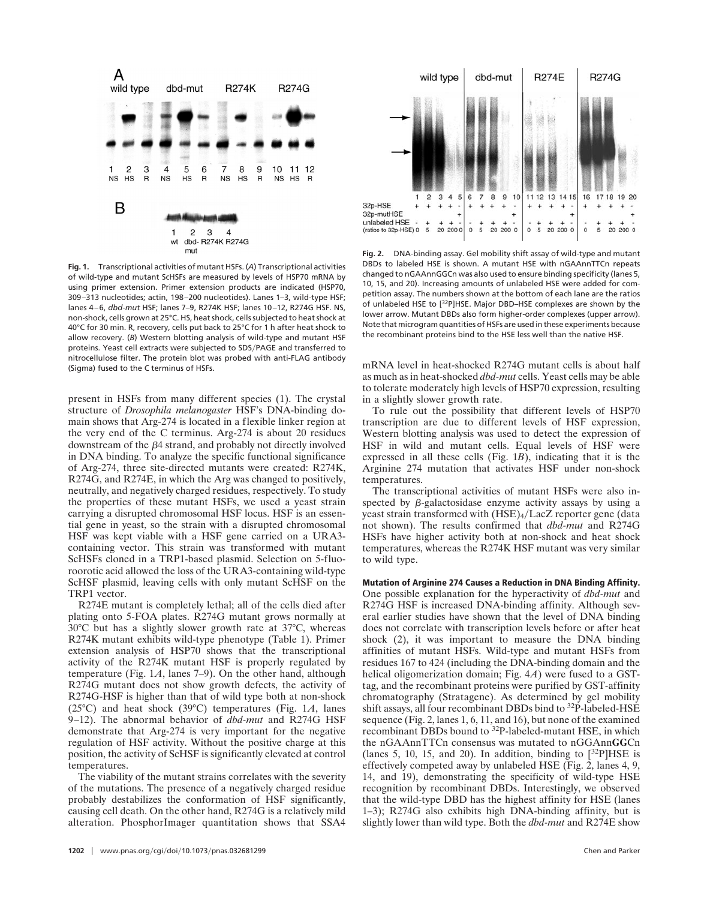**Fig. 1.** Transcriptional activities of mutant HSFs. (*A*) Transcriptional activities of wild-type and mutant ScHSFs are measured by levels of HSP70 mRNA by using primer extension. Primer extension products are indicated (HSP70, 309–313 nucleotides; actin, 198–200 nucleotides). Lanes 1–3, wild-type HSF; lanes 4–6, *dbd-mut* HSF; lanes 7–9, R274K HSF; lanes 10–12, R274G HSF. NS, non-shock, cells grown at 25°C. HS, heat shock, cells subjected to heat shock at 40°C for 30 min. R, recovery, cells put back to 25°C for 1 h after heat shock to allow recovery. (*B*) Western blotting analysis of wild-type and mutant HSF proteins. Yeast cell extracts were subjected to SDS/PAGE and transferred to nitrocellulose filter. The protein blot was probed with anti-FLAG antibody (Sigma) fused to the C terminus of HSFs.

**Fig. 2.** DNA-binding assay. Gel mobility shift assay of wild-type and mutant DBDs to labeled HSE is shown. A mutant HSE with nGAAnnTTCn repeats changed to nGAAnnGGCn was also used to ensure binding specificity (lanes 5, 10, 15, and 20). Increasing amounts of unlabeled HSE were added for competition assay. The numbers shown at the bottom of each lane are the ratios of unlabeled HSE to [$^{32}$P]HSE. Major DBD–HSE complexes are shown by the lower arrow. Mutant DBDs also form higher-order complexes (upper arrow). Note that microgram quantities of HSFs are used in these experiments because the recombinant proteins bind to the HSE less well than the native HSF.

present in HSFs from many different species (1). The crystal structure of *Drosophila melanogaster* HSF's DNA-binding domain shows that Arg-274 is located in a flexible linker region at the very end of the C terminus. Arg-274 is about 20 residues downstream of the β4 strand, and probably not directly involved in DNA binding. To analyze the specific functional significance of Arg-274, three site-directed mutants were created: R274K, R274G, and R274E, in which the Arg was changed to positively, neutrally, and negatively charged residues, respectively. To study the properties of these mutant HSFs, we used a yeast strain carrying a disrupted chromosomal HSF locus. HSF is an essential gene in yeast, so the strain with a disrupted chromosomal HSF was kept viable with a HSF gene carried on a URA3-containing vector. This strain was transformed with mutant ScHSFs cloned in a TRP1-based plasmid. Selection on 5-fluoroorotic acid allowed the loss of the URA3-containing wild-type ScHSF plasmid, leaving cells with only mutant ScHSF on the TRP1 vector.

R274E mutant is completely lethal; all of the cells died after plating onto 5-FOA plates. R274G mutant grows normally at 30°C but has a slightly slower growth rate at 37°C, whereas R274K mutant exhibits wild-type phenotype (Table 1). Primer extension analysis of HSP70 shows that the transcriptional activity of the R274K mutant HSF is properly regulated by temperature (Fig. 1*A*, lanes 7–9). On the other hand, although R274G mutant does not show growth defects, the activity of R274G-HSF is higher than that of wild type both at non-shock (25°C) and heat shock (39°C) temperatures (Fig. 1*A*, lanes 9–12). The abnormal behavior of *dbd-mut* and R274G HSF demonstrate that Arg-274 is very important for the negative regulation of HSF activity. Without the positive charge at this position, the activity of ScHSF is significantly elevated at control temperatures.

The viability of the mutant strains correlates with the severity of the mutations. The presence of a negatively charged residue probably destabilizes the conformation of HSF significantly, causing cell death. On the other hand, R274G is a relatively mild alteration. PhosphorImager quantitation shows that SSA4 mRNA level in heat-shocked R274G mutant cells is about half as much as in heat-shocked *dbd-mut* cells. Yeast cells may be able to tolerate moderately high levels of HSP70 expression, resulting in a slightly slower growth rate.

To rule out the possibility that different levels of HSP70 transcription are due to different levels of HSF expression, Western blotting analysis was used to detect the expression of HSF in wild and mutant cells. Equal levels of HSF were expressed in all these cells (Fig. 1*B*), indicating that it is the Arginine 274 mutation that activates HSF under non-shock temperatures.

The transcriptional activities of mutant HSFs were also inspected by β-galactosidase enzyme activity assays by using a yeast strain transformed with $(HSE)_4$/LacZ reporter gene (data not shown). The results confirmed that *dbd-mut* and R274G HSFs have higher activity both at non-shock and heat shock temperatures, whereas the R274K HSF mutant was very similar to wild type.

**Mutation of Arginine 274 Causes a Reduction in DNA Binding Affinity.** One possible explanation for the hyperactivity of *dbd-mut* and R274G HSF is increased DNA-binding affinity. Although several earlier studies have shown that the level of DNA binding does not correlate with transcription levels before or after heat shock (2), it was important to measure the DNA binding affinities of mutant HSFs. Wild-type and mutant HSFs from residues 167 to 424 (including the DNA-binding domain and the helical oligomerization domain; Fig. 4*A*) were fused to a GST-tag, and the recombinant proteins were purified by GST-affinity chromatography (Stratagene). As determined by gel mobility shift assays, all four recombinant DBDs bind to $^{32}$P-labeled-HSE sequence (Fig. 2, lanes 1, 6, 11, and 16), but none of the examined recombinant DBDs bound to $^{32}$P-labeled-mutant HSE, in which the nGAAnnTTCn consensus was mutated to nGGAnn**GG**Cn (lanes 5, 10, 15, and 20). In addition, binding to [$^{32}$P]HSE is effectively competed away by unlabeled HSE (Fig. 2, lanes 4, 9, 14, and 19), demonstrating the specificity of wild-type HSE recognition by recombinant DBDs. Interestingly, we observed that the wild-type DBD has the highest affinity for HSE (lanes 1–3); R274G also exhibits high DNA-binding affinity, but is slightly lower than wild type. Both the *dbd-mut* and R274E show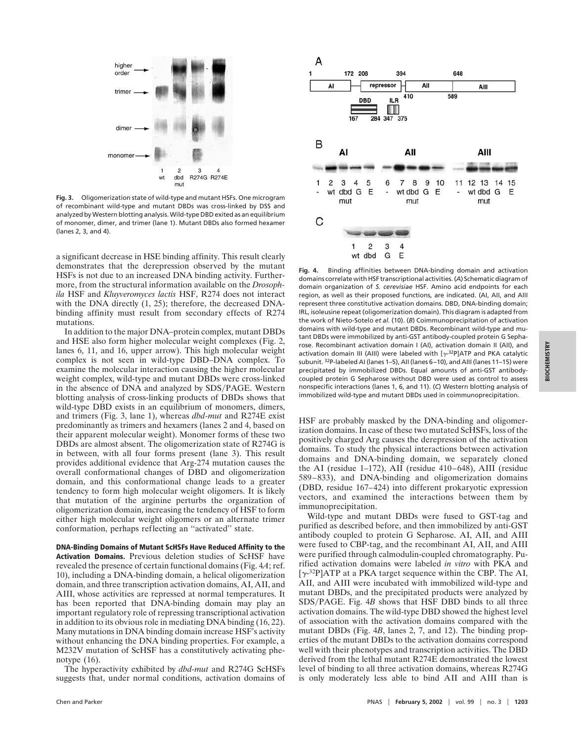**Fig. 3.** Oligomerization state of wild-type and mutant HSFs. One microgram of recombinant wild-type and mutant DBDs was cross-linked by DSS and analyzed by Western blotting analysis. Wild-type DBD exited as an equilibrium of monomer, dimer, and trimer (lane 1). Mutant DBDs also formed hexamer (lanes 2, 3, and 4).

a significant decrease in HSE binding affinity. This result clearly demonstrates that the derepression observed by the mutant HSFs is not due to an increased DNA binding activity. Furthermore, from the structural information available on the *Drosophila* HSF and *Kluyveromyces lactis* HSF, R274 does not interact with the DNA directly (1, 25); therefore, the decreased DNA-binding affinity must result from secondary effects of R274 mutations.

In addition to the major DNA–protein complex, mutant DBDs and HSE also form higher molecular weight complexes (Fig. 2, lanes 6, 11, and 16, upper arrow). This high molecular weight complex is not seen in wild-type DBD–DNA complex. To examine the molecular interaction causing the higher molecular weight complex, wild-type and mutant DBDs were cross-linked in the absence of DNA and analyzed by SDS/PAGE. Western blotting analysis of cross-linking products of DBDs shows that wild-type DBD exists in an equilibrium of monomers, dimers, and trimers (Fig. 3, lane 1), whereas *dbd-mut* and R274E exist predominantly as trimers and hexamers (lanes 2 and 4, based on their apparent molecular weight). Monomer forms of these two DBDs are almost absent. The oligomerization state of R274G is in between, with all four forms present (lane 3). This result provides additional evidence that Arg-274 mutation causes the overall conformational changes of DBD and oligomerization domain, and this conformational change leads to a greater tendency to form high molecular weight oligomers. It is likely that mutation of the arginine perturbs the organization of oligomerization domain, increasing the tendency of HSF to form either high molecular weight oligomers or an alternate trimer conformation, perhaps reflecting an "activated" state.

**DNA-Binding Domains of Mutant ScHSFs Have Reduced Affinity to the Activation Domains.** Previous deletion studies of ScHSF have revealed the presence of certain functional domains (Fig. 4*A*; ref. 10), including a DNA-binding domain, a helical oligomerization domain, and three transcription activation domains, AI, AII, and AIII, whose activities are repressed at normal temperatures. It has been reported that DNA-binding domain may play an important regulatory role of repressing transcriptional activation in addition to its obvious role in mediating DNA binding (16, 22). Many mutations in DNA binding domain increase HSF's activity without enhancing the DNA binding properties. For example, a M232V mutation of ScHSF has a constitutively activating phenotype (16).

The hyperactivity exhibited by *dbd-mut* and R274G ScHSFs suggests that, under normal conditions, activation domains of HSF are probably masked by the DNA-binding and oligomerization domains. In case of these two mutated ScHSFs, loss of the positively charged Arg causes the derepression of the activation domains. To study the physical interactions between activation domains and DNA-binding domain, we separately cloned the AI (residue 1–172), AII (residue 410–648), AIII (residue 589–833), and DNA-binding and oligomerization domains (DBD, residue 167–424) into different prokaryotic expression vectors, and examined the interactions between them by immunoprecipitation.

Wild-type and mutant DBDs were fused to GST-tag and purified as described before, and then immobilized by anti-GST antibody coupled to protein G Sepharose. AI, AII, and AIII were fused to CBP-tag, and the recombinant AI, AII, and AIII were purified through calmodulin-coupled chromatography. Purified activation domains were labeled *in vitro* with PKA and [$\gamma$-$^{32}$P]ATP at a PKA target sequence within the CBP. The AI, AII, and AIII were incubated with immobilized wild-type and mutant DBDs, and the precipitated products were analyzed by SDS/PAGE. Fig. 4*B* shows that HSF DBD binds to all three activation domains. The wild-type DBD showed the highest level of association with the activation domains compared with the mutant DBDs (Fig. 4*B*, lanes 2, 7, and 12). The binding properties of the mutant DBDs to the activation domains correspond well with their phenotypes and transcription activities. The DBD derived from the lethal mutant R274E demonstrated the lowest level of binding to all three activation domains, whereas R274G is only moderately less able to bind AII and AIII than is

**Fig. 4.** Binding affinities between DNA-binding domain and activation domains correlate with HSF transcriptional activities. (*A*) Schematic diagram of domain organization of *S. cerevisiae* HSF. Amino acid endpoints for each region, as well as their proposed functions, are indicated. (AI, AII, and AIII represent three constitutive activation domains. DBD, DNA-binding domain; IRL, isoleusine repeat (oligomerization domain). This diagram is adapted from the work of Nieto-Sotelo *et al.* (10). (*B*) Coimmunoprecipitation of activation domains with wild-type and mutant DBDs. Recombinant wild-type and mutant DBDs were immobilized by anti-GST antibody-coupled protein G Sepharose. Recombinant activation domain I (AI), activation domain II (AII), and activation domain III (AIII) were labeled with [$\gamma$-$^{32}$P]ATP and PKA catalytic subunit. $^{32}$P-labeled AI (lanes 1–5), AII (lanes 6–10), and AIII (lanes 11–15) were precipitated by immobilized DBDs. Equal amounts of anti-GST antibody-coupled protein G Sepharose without DBD were used as control to assess nonspecific interactions (lanes 1, 6, and 11). (*C*) Western blotting analysis of immobilized wild-type and mutant DBDs used in coimmunoprecipitation.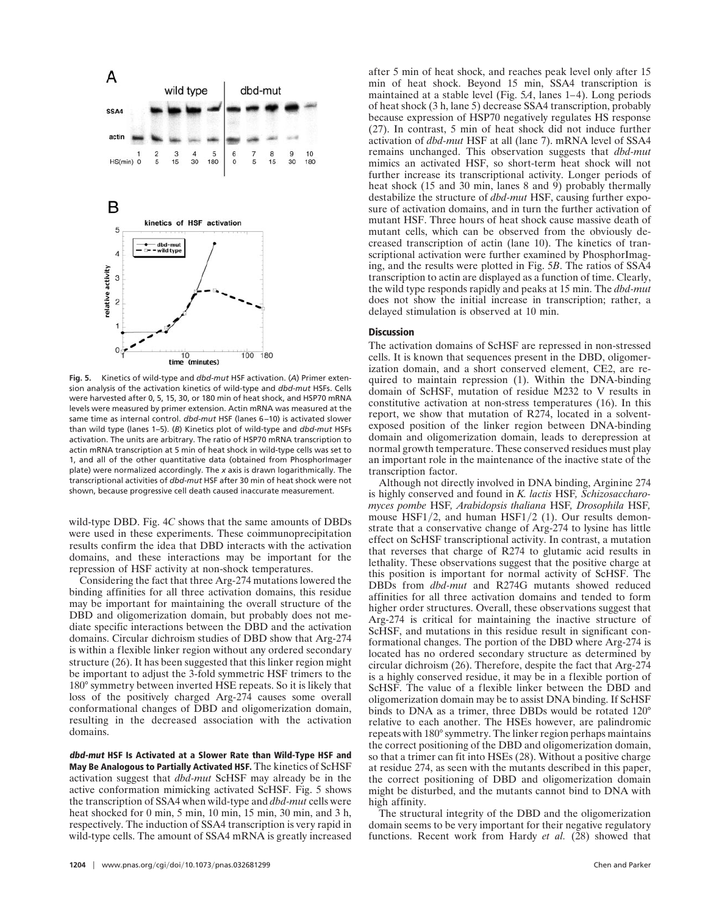**Fig. 5.** Kinetics of wild-type and *dbd-mut* HSF activation. (*A*) Primer extension analysis of the activation kinetics of wild-type and *dbd-mut* HSFs. Cells were harvested after 0, 5, 15, 30, or 180 min of heat shock, and HSP70 mRNA levels were measured by primer extension. Actin mRNA was measured at the same time as internal control. *dbd-mut* HSF (lanes 6–10) is activated slower than wild type (lanes 1–5). (*B*) Kinetics plot of wild-type and *dbd-mut* HSFs activation. The units are arbitrary. The ratio of HSP70 mRNA transcription to actin mRNA transcription at 5 min of heat shock in wild-type cells was set to 1, and all of the other quantitative data (obtained from PhosphorImager plate) were normalized accordingly. The *x* axis is drawn logarithmically. The transcriptional activities of *dbd-mut* HSF after 30 min of heat shock were not shown, because progressive cell death caused inaccurate measurement.

wild-type DBD. Fig. 4*C* shows that the same amounts of DBDs were used in these experiments. These coimmunoprecipitation results confirm the idea that DBD interacts with the activation domains, and these interactions may be important for the repression of HSF activity at non-shock temperatures.

Considering the fact that three Arg-274 mutations lowered the binding affinities for all three activation domains, this residue may be important for maintaining the overall structure of the DBD and oligomerization domain, but probably does not mediate specific interactions between the DBD and the activation domains. Circular dichroism studies of DBD show that Arg-274 is within a flexible linker region without any ordered secondary structure (26). It has been suggested that this linker region might be important to adjust the 3-fold symmetric HSF trimers to the 180° symmetry between inverted HSE repeats. So it is likely that loss of the positively charged Arg-274 causes some overall conformational changes of DBD and oligomerization domain, resulting in the decreased association with the activation domains.

**_dbd-mut_ HSF Is Activated at a Slower Rate than Wild-Type HSF and May Be Analogous to Partially Activated HSF.** The kinetics of ScHSF activation suggest that *dbd-mut* ScHSF may already be in the active conformation mimicking activated ScHSF. Fig. 5 shows the transcription of SSA4 when wild-type and *dbd-mut* cells were heat shocked for 0 min, 5 min, 10 min, 15 min, 30 min, and 3 h, respectively. The induction of SSA4 transcription is very rapid in wild-type cells. The amount of SSA4 mRNA is greatly increased after 5 min of heat shock, and reaches peak level only after 15 min of heat shock. Beyond 15 min, SSA4 transcription is maintained at a stable level (Fig. 5*A*, lanes 1–4). Long periods of heat shock (3 h, lane 5) decrease SSA4 transcription, probably because expression of HSP70 negatively regulates HS response (27). In contrast, 5 min of heat shock did not induce further activation of *dbd-mut* HSF at all (lane 7). mRNA level of SSA4 remains unchanged. This observation suggests that *dbd-mut* mimics an activated HSF, so short-term heat shock will not further increase its transcriptional activity. Longer periods of heat shock (15 and 30 min, lanes 8 and 9) probably thermally destabilize the structure of *dbd-mut* HSF, causing further exposure of activation domains, and in turn the further activation of mutant HSF. Three hours of heat shock cause massive death of mutant cells, which can be observed from the obviously decreased transcription of actin (lane 10). The kinetics of transcriptional activation were further examined by PhosphorImaging, and the results were plotted in Fig. 5*B*. The ratios of SSA4 transcription to actin are displayed as a function of time. Clearly, the wild type responds rapidly and peaks at 15 min. The *dbd-mut* does not show the initial increase in transcription; rather, a delayed stimulation is observed at 10 min.

## Discussion

The activation domains of ScHSF are repressed in non-stressed cells. It is known that sequences present in the DBD, oligomerization domain, and a short conserved element, CE2, are required to maintain repression (1). Within the DNA-binding domain of ScHSF, mutation of residue M232 to V results in constitutive activation at non-stress temperatures (16). In this report, we show that mutation of R274, located in a solvent-exposed position of the linker region between DNA-binding domain and oligomerization domain, leads to derepression at normal growth temperature. These conserved residues must play an important role in the maintenance of the inactive state of the transcription factor.

Although not directly involved in DNA binding, Arginine 274 is highly conserved and found in *K. lactis* HSF, *Schizosaccharomyces pombe* HSF, *Arabidopsis thaliana* HSF, *Drosophila* HSF, mouse HSF1/2, and human HSF1/2 (1). Our results demonstrate that a conservative change of Arg-274 to lysine has little effect on ScHSF transcriptional activity. In contrast, a mutation that reverses that charge of R274 to glutamic acid results in lethality. These observations suggest that the positive charge at this position is important for normal activity of ScHSF. The DBDs from *dbd-mut* and R274G mutants showed reduced affinities for all three activation domains and tended to form higher order structures. Overall, these observations suggest that Arg-274 is critical for maintaining the inactive structure of ScHSF, and mutations in this residue result in significant conformational changes. The portion of the DBD where Arg-274 is located has no ordered secondary structure as determined by circular dichroism (26). Therefore, despite the fact that Arg-274 is a highly conserved residue, it may be in a flexible portion of ScHSF. The value of a flexible linker between the DBD and oligomerization domain may be to assist DNA binding. If ScHSF binds to DNA as a trimer, three DBDs would be rotated 120° relative to each another. The HSEs however, are palindromic repeats with 180° symmetry. The linker region perhaps maintains the correct positioning of the DBD and oligomerization domain, so that a trimer can fit into HSEs (28). Without a positive charge at residue 274, as seen with the mutants described in this paper, the correct positioning of DBD and oligomerization domain might be disturbed, and the mutants cannot bind to DNA with high affinity.

The structural integrity of the DBD and the oligomerization domain seems to be very important for their negative regulatory functions. Recent work from Hardy *et al.* (28) showed that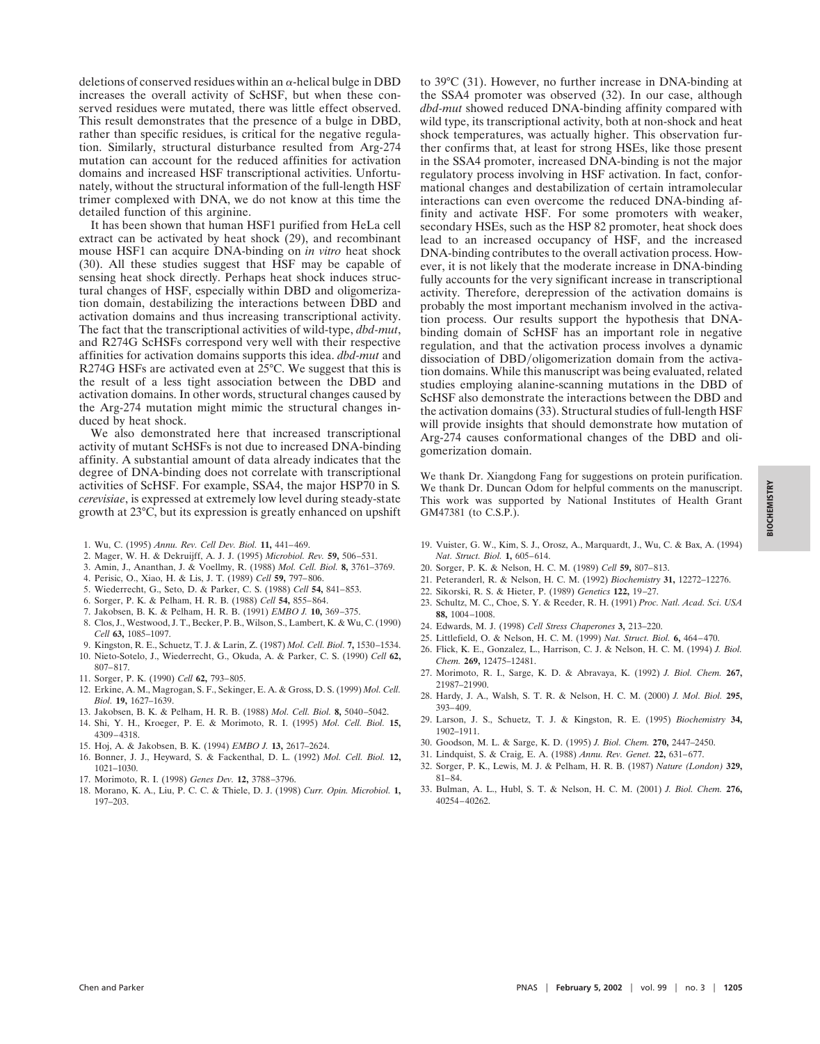deletions of conserved residues within an α-helical bulge in DBD increases the overall activity of ScHSF, but when these conserved residues were mutated, there was little effect observed. This result demonstrates that the presence of a bulge in DBD, rather than specific residues, is critical for the negative regulation. Similarly, structural disturbance resulted from Arg-274 mutation can account for the reduced affinities for activation domains and increased HSF transcriptional activities. Unfortunately, without the structural information of the full-length HSF trimer complexed with DNA, we do not know at this time the detailed function of this arginine.

It has been shown that human HSF1 purified from HeLa cell extract can be activated by heat shock (29), and recombinant mouse HSF1 can acquire DNA-binding on *in vitro* heat shock (30). All these studies suggest that HSF may be capable of sensing heat shock directly. Perhaps heat shock induces structural changes of HSF, especially within DBD and oligomerization domain, destabilizing the interactions between DBD and activation domains and thus increasing transcriptional activity. The fact that the transcriptional activities of wild-type, *dbd-mut*, and R274G ScHSFs correspond very well with their respective affinities for activation domains supports this idea. *dbd-mut* and R274G HSFs are activated even at 25°C. We suggest that this is the result of a less tight association between the DBD and activation domains. In other words, structural changes caused by the Arg-274 mutation might mimic the structural changes induced by heat shock.

We also demonstrated here that increased transcriptional activity of mutant ScHSFs is not due to increased DNA-binding affinity. A substantial amount of data already indicates that the degree of DNA-binding does not correlate with transcriptional activities of ScHSF. For example, SSA4, the major HSP70 in *S. cerevisiae*, is expressed at extremely low level during steady-state growth at 23°C, but its expression is greatly enhanced on upshift to 39°C (31). However, no further increase in DNA-binding at the SSA4 promoter was observed (32). In our case, although *dbd-mut* showed reduced DNA-binding affinity compared with wild type, its transcriptional activity, both at non-shock and heat shock temperatures, was actually higher. This observation further confirms that, at least for strong HSEs, like those present in the SSA4 promoter, increased DNA-binding is not the major regulatory process involving in HSF activation. In fact, conformational changes and destabilization of certain intramolecular interactions can even overcome the reduced DNA-binding affinity and activate HSF. For some promoters with weaker, secondary HSEs, such as the HSP 82 promoter, heat shock does lead to an increased occupancy of HSF, and the increased DNA-binding contributes to the overall activation process. However, it is not likely that the moderate increase in DNA-binding fully accounts for the very significant increase in transcriptional activity. Therefore, derepression of the activation domains is probably the most important mechanism involved in the activation process. Our results support the hypothesis that DNA-binding domain of ScHSF has an important role in negative regulation, and that the activation process involves a dynamic dissociation of DBD/oligomerization domain from the activation domains. While this manuscript was being evaluated, related studies employing alanine-scanning mutations in the DBD of ScHSF also demonstrate the interactions between the DBD and the activation domains (33). Structural studies of full-length HSF will provide insights that should demonstrate how mutation of Arg-274 causes conformational changes of the DBD and oligomerization domain.

We thank Dr. Xiangdong Fang for suggestions on protein purification. We thank Dr. Duncan Odom for helpful comments on the manuscript. This work was supported by National Institutes of Health Grant GM47381 (to C.S.P.).

1. Wu, C. (1995) *Annu. Rev. Cell Dev. Biol.* **11,** 441–469.
2. Mager, W. H. & Dekruijff, A. J. J. (1995) *Microbiol. Rev.* **59,** 506–531.
3. Amin, J., Ananthan, J. & Voellmy, R. (1988) *Mol. Cell. Biol.* **8,** 3761–3769.
4. Perisic, O., Xiao, H. & Lis, J. T. (1989) *Cell* **59,** 797–806.
5. Wiederrecht, G., Seto, D. & Parker, C. S. (1988) *Cell* **54,** 841–853.
6. Sorger, P. K. & Pelham, H. R. B. (1988) *Cell* **54,** 855–864.
7. Jakobsen, B. K. & Pelham, H. R. B. (1991) *EMBO J.* **10,** 369–375.
8. Clos, J., Westwood, J. T., Becker, P. B., Wilson, S., Lambert, K. & Wu, C. (1990) *Cell* **63,** 1085–1097.
9. Kingston, R. E., Schuetz, T. J. & Larin, Z. (1987) *Mol. Cell. Biol.* **7,** 1530–1534.
10. Nieto-Sotelo, J., Wiederrecht, G., Okuda, A. & Parker, C. S. (1990) *Cell* **62,** 807–817.
11. Sorger, P. K. (1990) *Cell* **62,** 793–805.
12. Erkine, A. M., Magrogan, S. F., Sekinger, E. A. & Gross, D. S. (1999) *Mol. Cell. Biol.* **19,** 1627–1639.
13. Jakobsen, B. K. & Pelham, H. R. B. (1988) *Mol. Cell. Biol.* **8,** 5040–5042.
14. Shi, Y. H., Kroeger, P. E. & Morimoto, R. I. (1995) *Mol. Cell. Biol.* **15,** 4309–4318.
15. Hoj, A. & Jakobsen, B. K. (1994) *EMBO J.* **13,** 2617–2624.
16. Bonner, J. J., Heyward, S. & Fackenthal, D. L. (1992) *Mol. Cell. Biol.* **12,** 1021–1030.
17. Morimoto, R. I. (1998) *Genes Dev.* **12,** 3788–3796.
18. Morano, K. A., Liu, P. C. C. & Thiele, D. J. (1998) *Curr. Opin. Microbiol.* **1,** 197–203.
19. Vuister, G. W., Kim, S. J., Orosz, A., Marquardt, J., Wu, C. & Bax, A. (1994) *Nat. Struct. Biol.* **1,** 605–614.
20. Sorger, P. K. & Nelson, H. C. M. (1989) *Cell* **59,** 807–813.
21. Peteranderl, R. & Nelson, H. C. M. (1992) *Biochemistry* **31,** 12272–12276.
22. Sikorski, R. S. & Hieter, P. (1989) *Genetics* **122,** 19–27.
23. Schultz, M. C., Choe, S. Y. & Reeder, R. H. (1991) *Proc. Natl. Acad. Sci. USA* **88,** 1004–1008.
24. Edwards, M. J. (1998) *Cell Stress Chaperones* **3,** 213–220.
25. Littlefield, O. & Nelson, H. C. M. (1999) *Nat. Struct. Biol.* **6,** 464–470.
26. Flick, K. E., Gonzalez, L., Harrison, C. J. & Nelson, H. C. M. (1994) *J. Biol. Chem.* **269,** 12475–12481.
27. Morimoto, R. I., Sarge, K. D. & Abravaya, K. (1992) *J. Biol. Chem.* **267,** 21987–21990.
28. Hardy, J. A., Walsh, S. T. R. & Nelson, H. C. M. (2000) *J. Mol. Biol.* **295,** 393–409.
29. Larson, J. S., Schuetz, T. J. & Kingston, R. E. (1995) *Biochemistry* **34,** 1902–1911.
30. Goodson, M. L. & Sarge, K. D. (1995) *J. Biol. Chem.* **270,** 2447–2450.
31. Lindquist, S. & Craig, E. A. (1988) *Annu. Rev. Genet.* **22,** 631–677.
32. Sorger, P. K., Lewis, M. J. & Pelham, H. R. B. (1987) *Nature (London)* **329,** 81–84.
33. Bulman, A. L., Hubl, S. T. & Nelson, H. C. M. (2001) *J. Biol. Chem.* **276,** 40254–40262.